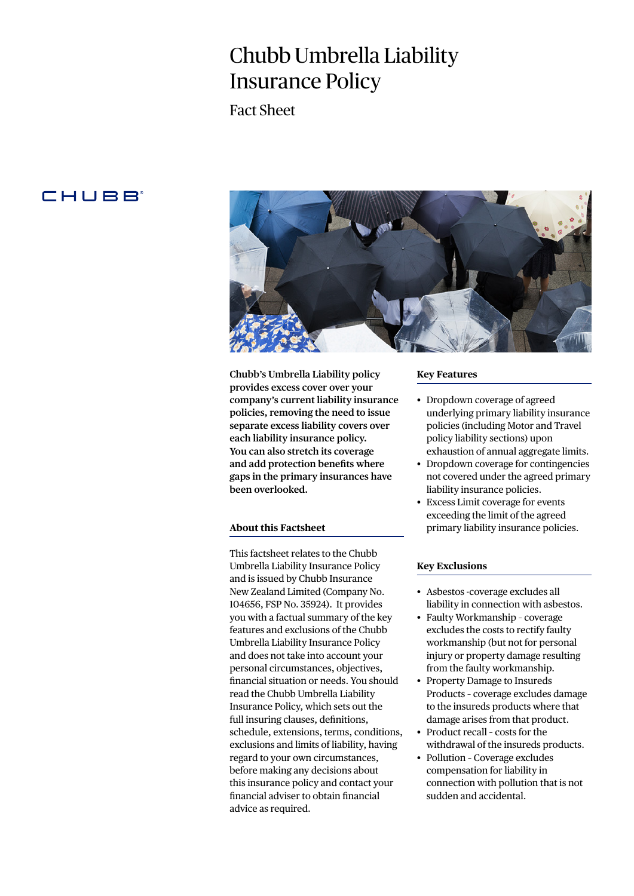# Chubb Umbrella Liability Insurance Policy

## Fact Sheet

CHUBB

**Chubb's Umbrella Liability policy provides excess cover over your company's current liability insurance policies, removing the need to issue separate excess liability covers over each liability insurance policy. You can also stretch its coverage and add protection benefits where gaps in the primary insurances have been overlooked.**

### About this Factsheet

This factsheet relates to the Chubb Umbrella Liability Insurance Policy and is issued by Chubb Insurance New Zealand Limited (Company No. 104656, FSP No. 35924). It provides you with a factual summary of the key features and exclusions of the Chubb Umbrella Liability Insurance Policy and does not take into account your personal circumstances, objectives, financial situation or needs. You should read the Chubb Umbrella Liability Insurance Policy, which sets out the full insuring clauses, definitions, schedule, extensions, terms, conditions, exclusions and limits of liability, having regard to your own circumstances, before making any decisions about this insurance policy and contact your financial adviser to obtain financial advice as required.

### Key Features

- Dropdown coverage of agreed underlying primary liability insurance policies (including Motor and Travel policy liability sections) upon exhaustion of annual aggregate limits.
- Dropdown coverage for contingencies not covered under the agreed primary liability insurance policies.
- Excess Limit coverage for events exceeding the limit of the agreed primary liability insurance policies.

### Key Exclusions

- Asbestos -coverage excludes all liability in connection with asbestos.
- Faulty Workmanship - coverage excludes the costs to rectify faulty workmanship (but not for personal injury or property damage resulting from the faulty workmanship.
- Property Damage to Insureds Products - coverage excludes damage to the insureds products where that damage arises from that product.
- Product recall - costs for the withdrawal of the insureds products.
- Pollution - Coverage excludes compensation for liability in connection with pollution that is not sudden and accidental.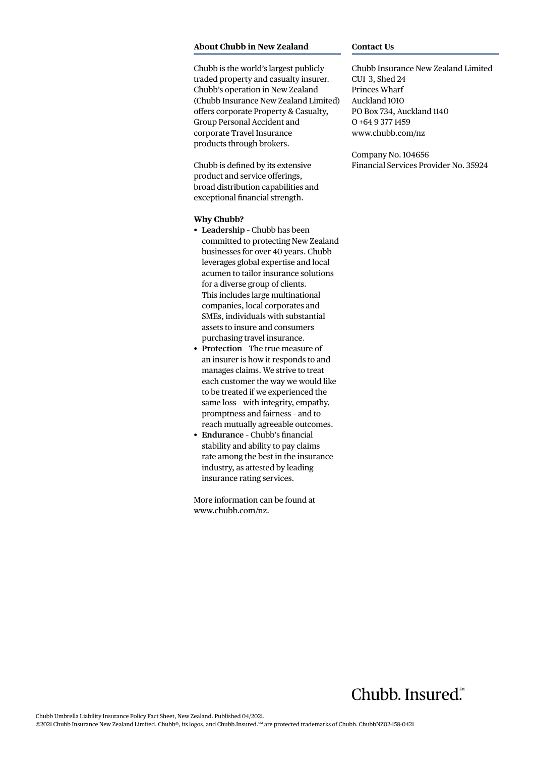## About Chubb in New Zealand

Chubb is the world's largest publicly traded property and casualty insurer. Chubb's operation in New Zealand (Chubb Insurance New Zealand Limited) offers corporate Property & Casualty, Group Personal Accident and corporate Travel Insurance products through brokers.

Chubb is defined by its extensive product and service offerings, broad distribution capabilities and exceptional financial strength.

**Why Chubb?**

- **Leadership** – Chubb has been committed to protecting New Zealand businesses for over 40 years. Chubb leverages global expertise and local acumen to tailor insurance solutions for a diverse group of clients. This includes large multinational companies, local corporates and SMEs, individuals with substantial assets to insure and consumers purchasing travel insurance.
- **Protection** – The true measure of an insurer is how it responds to and manages claims. We strive to treat each customer the way we would like to be treated if we experienced the same loss – with integrity, empathy, promptness and fairness – and to reach mutually agreeable outcomes.
- **Endurance** – Chubb's financial stability and ability to pay claims rate among the best in the insurance industry, as attested by leading insurance rating services.

More information can be found at www.chubb.com/nz.

## Contact Us

Chubb Insurance New Zealand Limited
CU1-3, Shed 24
Princes Wharf
Auckland 1010
PO Box 734, Auckland 1140
O +64 9 377 1459
www.chubb.com/nz

Company No. 104656
Financial Services Provider No. 35924

Chubb. Insured.℠

Chubb Umbrella Liability Insurance Policy Fact Sheet, New Zealand. Published 04/2021.
©2021 Chubb Insurance New Zealand Limited. Chubb®, its logos, and Chubb.Insured.℠ are protected trademarks of Chubb. ChubbNZ02-158-0421